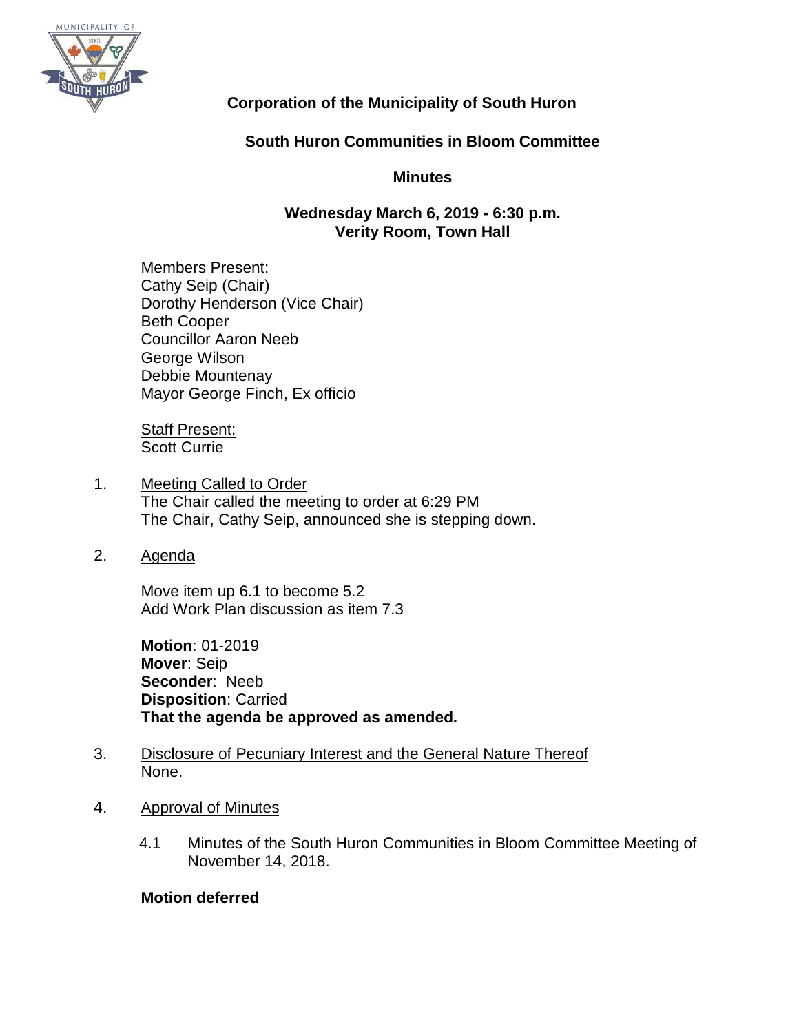# Corporation of the Municipality of South Huron

## South Huron Communities in Bloom Committee

## Minutes

**Wednesday March 6, 2019 - 6:30 p.m.**
**Verity Room, Town Hall**

Members Present:
Cathy Seip (Chair)
Dorothy Henderson (Vice Chair)
Beth Cooper
Councillor Aaron Neeb
George Wilson
Debbie Mountenay
Mayor George Finch, Ex officio

Staff Present:
Scott Currie

1. Meeting Called to Order
   The Chair called the meeting to order at 6:29 PM
   The Chair, Cathy Seip, announced she is stepping down.

2. Agenda

   Move item up 6.1 to become 5.2
   Add Work Plan discussion as item 7.3

   **Motion**: 01-2019
   **Mover**: Seip
   **Seconder**: Neeb
   **Disposition**: Carried
   **That the agenda be approved as amended.**

3. Disclosure of Pecuniary Interest and the General Nature Thereof
   None.

4. Approval of Minutes

   4.1 Minutes of the South Huron Communities in Bloom Committee Meeting of November 14, 2018.

   **Motion deferred**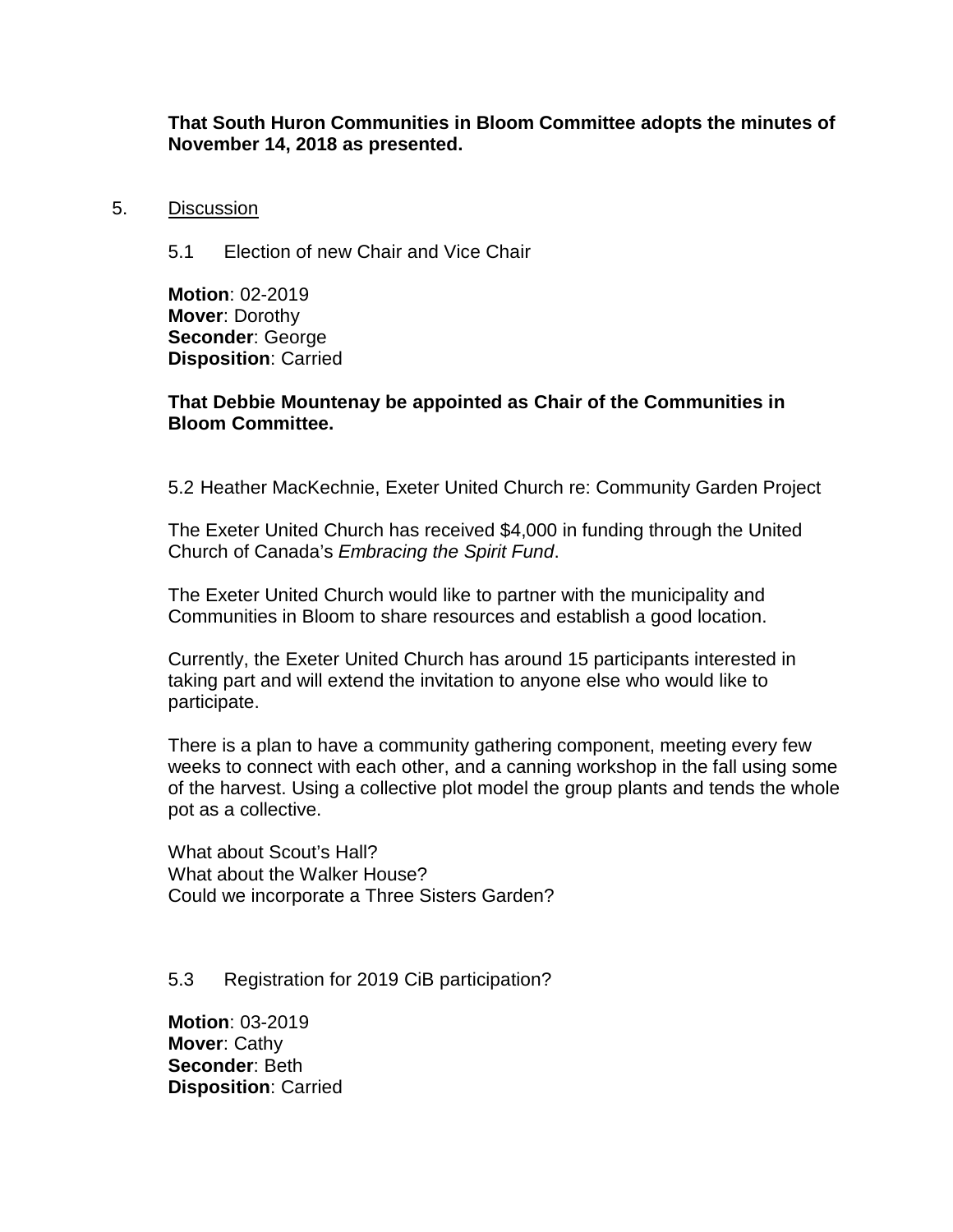**That South Huron Communities in Bloom Committee adopts the minutes of November 14, 2018 as presented.**

5. Discussion

5.1 Election of new Chair and Vice Chair

**Motion**: 02-2019
**Mover**: Dorothy
**Seconder**: George
**Disposition**: Carried

**That Debbie Mountenay be appointed as Chair of the Communities in Bloom Committee.**

5.2 Heather MacKechnie, Exeter United Church re: Community Garden Project

The Exeter United Church has received $4,000 in funding through the United Church of Canada's *Embracing the Spirit Fund*.

The Exeter United Church would like to partner with the municipality and Communities in Bloom to share resources and establish a good location.

Currently, the Exeter United Church has around 15 participants interested in taking part and will extend the invitation to anyone else who would like to participate.

There is a plan to have a community gathering component, meeting every few weeks to connect with each other, and a canning workshop in the fall using some of the harvest. Using a collective plot model the group plants and tends the whole pot as a collective.

What about Scout's Hall?
What about the Walker House?
Could we incorporate a Three Sisters Garden?

5.3 Registration for 2019 CiB participation?

**Motion**: 03-2019
**Mover**: Cathy
**Seconder**: Beth
**Disposition**: Carried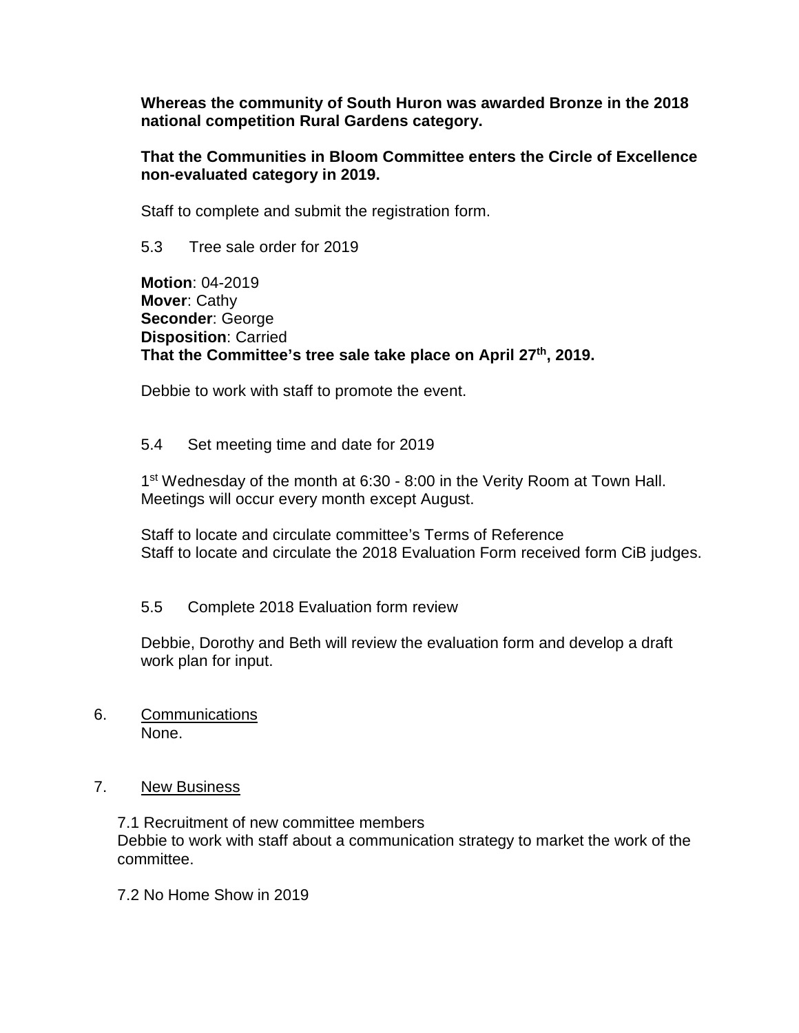**Whereas the community of South Huron was awarded Bronze in the 2018 national competition Rural Gardens category.**

**That the Communities in Bloom Committee enters the Circle of Excellence non-evaluated category in 2019.**

Staff to complete and submit the registration form.

5.3 Tree sale order for 2019

**Motion**: 04-2019
**Mover**: Cathy
**Seconder**: George
**Disposition**: Carried
**That the Committee's tree sale take place on April 27th, 2019.**

Debbie to work with staff to promote the event.

5.4 Set meeting time and date for 2019

1st Wednesday of the month at 6:30 - 8:00 in the Verity Room at Town Hall. Meetings will occur every month except August.

Staff to locate and circulate committee's Terms of Reference
Staff to locate and circulate the 2018 Evaluation Form received form CiB judges.

5.5 Complete 2018 Evaluation form review

Debbie, Dorothy and Beth will review the evaluation form and develop a draft work plan for input.

6. Communications
None.

7. New Business

7.1 Recruitment of new committee members
Debbie to work with staff about a communication strategy to market the work of the committee.

7.2 No Home Show in 2019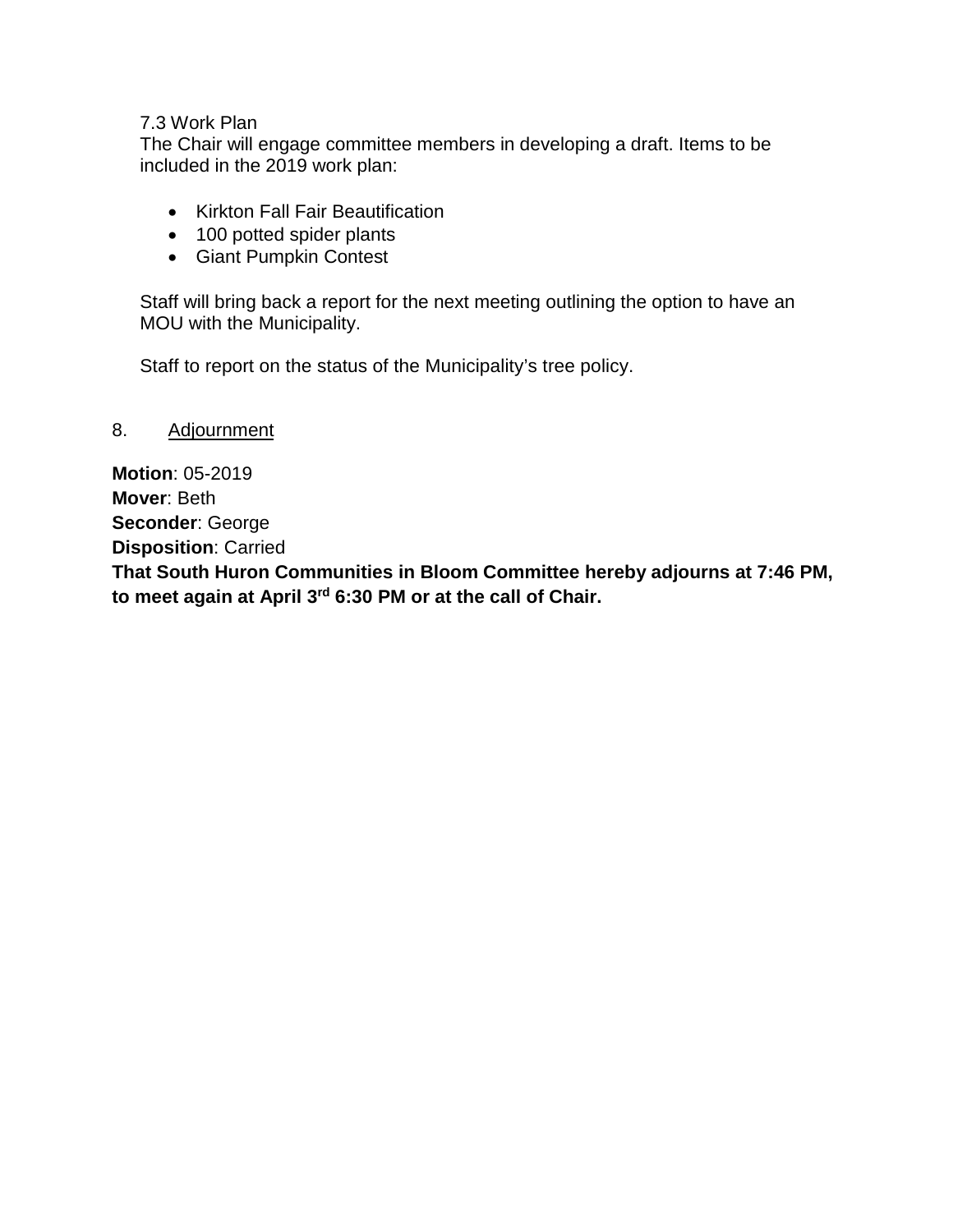7.3 Work Plan
The Chair will engage committee members in developing a draft. Items to be included in the 2019 work plan:

- Kirkton Fall Fair Beautification
- 100 potted spider plants
- Giant Pumpkin Contest

Staff will bring back a report for the next meeting outlining the option to have an MOU with the Municipality.

Staff to report on the status of the Municipality's tree policy.

8. <u>Adjournment</u>

**Motion**: 05-2019
**Mover**: Beth
**Seconder**: George
**Disposition**: Carried
**That South Huron Communities in Bloom Committee hereby adjourns at 7:46 PM, to meet again at April 3rd 6:30 PM or at the call of Chair.**